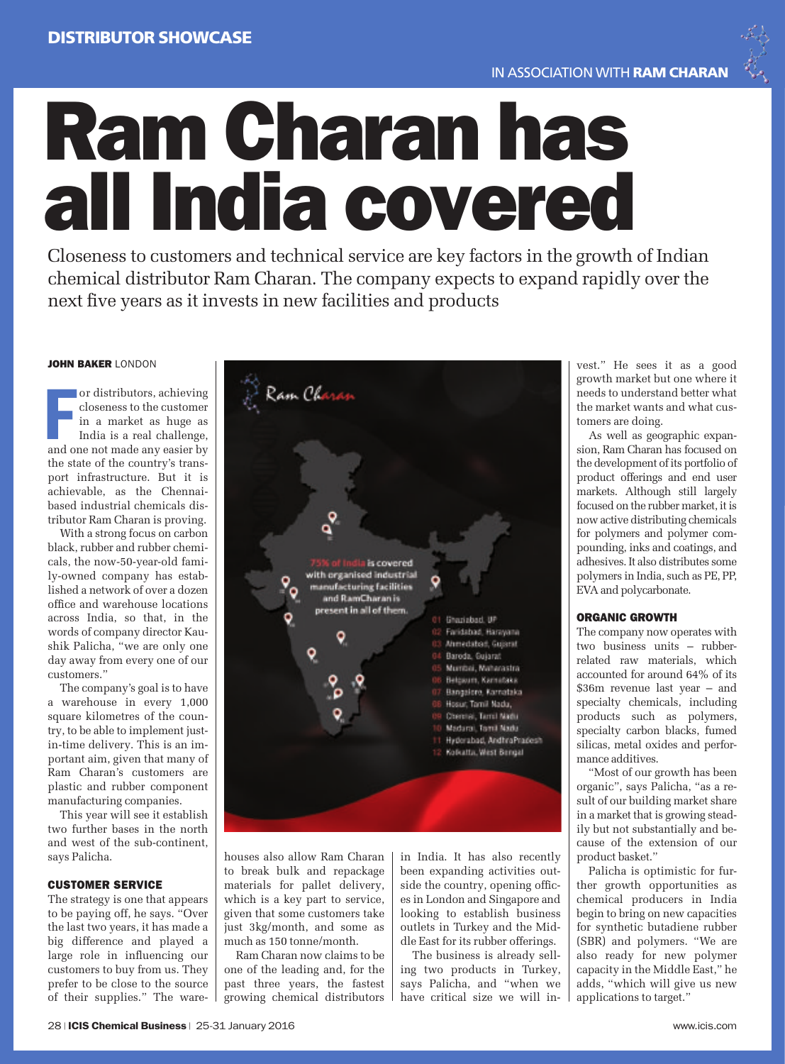DISTRIBUTOR SHOWCASE

IN ASSOCIATION WITH **RAM CHARAN**

# Ram Charan has all India covered

Closeness to customers and technical service are key factors in the growth of Indian chemical distributor Ram Charan. The company expects to expand rapidly over the next five years as it invests in new facilities and products

**JOHN BAKER** LONDON

For distributors, achieving closeness to the customer in a market as huge as India is a real challenge, and one not made any easier by the state of the country's transport infrastructure. But it is achievable, as the Chennai-based industrial chemicals distributor Ram Charan is proving.

With a strong focus on carbon black, rubber and rubber chemicals, the now-50-year-old family-owned company has established a network of over a dozen office and warehouse locations across India, so that, in the words of company director Kaushik Palicha, "we are only one day away from every one of our customers."

The company's goal is to have a warehouse in every 1,000 square kilometres of the country, to be able to implement just-in-time delivery. This is an important aim, given that many of Ram Charan's customers are plastic and rubber component manufacturing companies.

This year will see it establish two further bases in the north and west of the sub-continent, says Palicha.

### CUSTOMER SERVICE

The strategy is one that appears to be paying off, he says. "Over the last two years, it has made a big difference and played a large role in influencing our customers to buy from us. They prefer to be close to the source of their supplies." The warehouses also allow Ram Charan to break bulk and repackage materials for pallet delivery, which is a key part to service, given that some customers take just 3kg/month, and some as much as 150 tonne/month.

Ram Charan now claims to be one of the leading and, for the past three years, the fastest growing chemical distributors in India. It has also recently been expanding activities outside the country, opening offices in London and Singapore and looking to establish business outlets in Turkey and the Middle East for its rubber offerings.

The business is already selling two products in Turkey, says Palicha, and "when we have critical size we will invest." He sees it as a good growth market but one where it needs to understand better what the market wants and what customers are doing.

As well as geographic expansion, Ram Charan has focused on the development of its portfolio of product offerings and end user markets. Although still largely focused on the rubber market, it is now active distributing chemicals for polymers and polymer compounding, inks and coatings, and adhesives. It also distributes some polymers in India, such as PE, PP, EVA and polycarbonate.

### ORGANIC GROWTH

The company now operates with two business units – rubber-related raw materials, which accounted for around 64% of its \$36m revenue last year – and specialty chemicals, including products such as polymers, specialty carbon blacks, fumed silicas, metal oxides and performance additives.

"Most of our growth has been organic", says Palicha, "as a result of our building market share in a market that is growing steadily but not substantially and because of the extension of our product basket."

Palicha is optimistic for further growth opportunities as chemical producers in India begin to bring on new capacities for synthetic butadiene rubber (SBR) and polymers. "We are also ready for new polymer capacity in the Middle East," he adds, "which will give us new applications to target."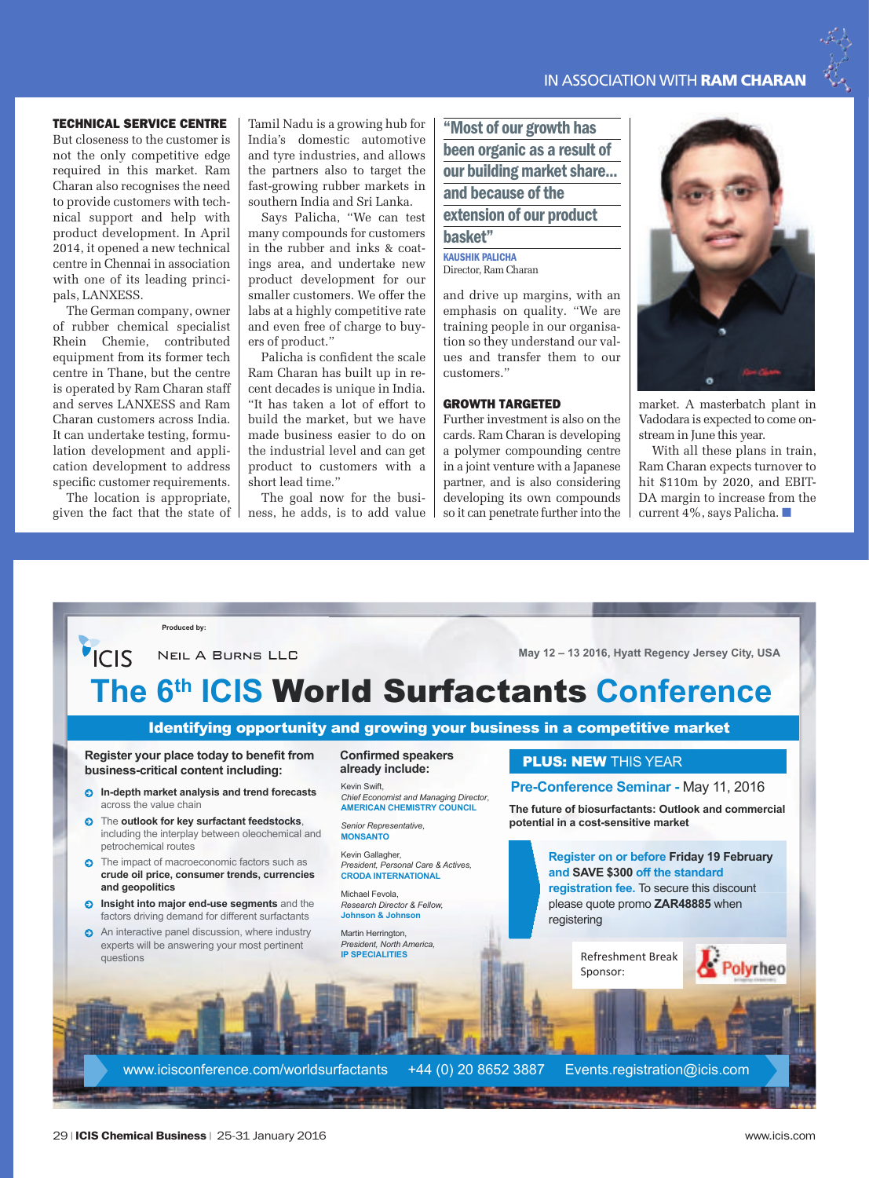### TECHNICAL SERVICE CENTRE

But closeness to the customer is not the only competitive edge required in this market. Ram Charan also recognises the need to provide customers with technical support and help with product development. In April 2014, it opened a new technical centre in Chennai in association with one of its leading principals, LANXESS.

The German company, owner of rubber chemical specialist Rhein Chemie, contributed equipment from its former tech centre in Thane, but the centre is operated by Ram Charan staff and serves LANXESS and Ram Charan customers across India. It can undertake testing, formulation development and application development to address specific customer requirements.

The location is appropriate, given the fact that the state of Tamil Nadu is a growing hub for India's domestic automotive and tyre industries, and allows the partners also to target the fast-growing rubber markets in southern India and Sri Lanka.

Says Palicha, "We can test many compounds for customers in the rubber and inks & coatings area, and undertake new product development for our smaller customers. We offer the labs at a highly competitive rate and even free of charge to buyers of product."

Palicha is confident the scale Ram Charan has built up in recent decades is unique in India. "It has taken a lot of effort to build the market, but we have made business easier to do on the industrial level and can get product to customers with a short lead time."

The goal now for the business, he adds, is to add value and drive up margins, with an emphasis on quality. "We are training people in our organisation so they understand our values and transfer them to our customers."

> **"Most of our growth has been organic as a result of our building market share... and because of the extension of our product basket"**
>
> **KAUSHIK PALICHA**
> Director, Ram Charan

### GROWTH TARGETED

Further investment is also on the cards. Ram Charan is developing a polymer compounding centre in a joint venture with a Japanese partner, and is also considering developing its own compounds so it can penetrate further into the market. A masterbatch plant in Vadodara is expected to come onstream in June this year.

With all these plans in train, Ram Charan expects turnover to hit $110m by 2020, and EBITDA margin to increase from the current 4%, says Palicha. ■

---

Produced by:

ICIS NEIL A BURNS LLC

May 12 – 13 2016, Hyatt Regency Jersey City, USA

# The 6th ICIS World Surfactants Conference

## Identifying opportunity and growing your business in a competitive market

**Register your place today to benefit from business-critical content including:**

- **In-depth market analysis and trend forecasts** across the value chain
- The **outlook for key surfactant feedstocks**, including the interplay between oleochemical and petrochemical routes
- The impact of macroeconomic factors such as **crude oil price, consumer trends, currencies and geopolitics**
- **Insight into major end-use segments** and the factors driving demand for different surfactants
- An interactive panel discussion, where industry experts will be answering your most pertinent questions

**Confirmed speakers already include:**

Kevin Swift,
*Chief Economist and Managing Director,*
**AMERICAN CHEMISTRY COUNCIL**

*Senior Representative,*
**MONSANTO**

Kevin Gallagher,
*President, Personal Care & Actives,*
**CRODA INTERNATIONAL**

Michael Fevola,
*Research Director & Fellow,*
**Johnson & Johnson**

Martin Herrington,
*President, North America,*
**IP SPECIALITIES**

**PLUS: NEW THIS YEAR**

**Pre-Conference Seminar** - May 11, 2016

**The future of biosurfactants: Outlook and commercial potential in a cost-sensitive market**

**Register on or before Friday 19 February and SAVE $300 off the standard registration fee.** To secure this discount please quote promo **ZAR48885** when registering

Refreshment Break Sponsor: Polyrheo

www.icisconference.com/worldsurfactants +44 (0) 20 8652 3887 Events.registration@icis.com